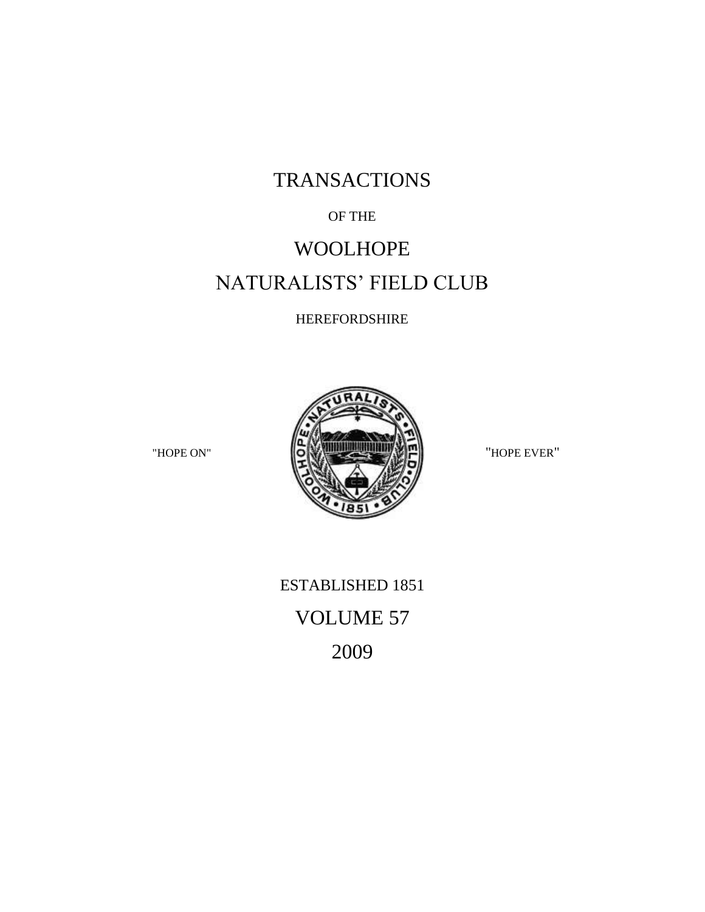# TRANSACTIONS

OF THE

# WOOLHOPE
# NATURALISTS' FIELD CLUB

HEREFORDSHIRE

"HOPE ON" "HOPE EVER"

ESTABLISHED 1851

VOLUME 57

2009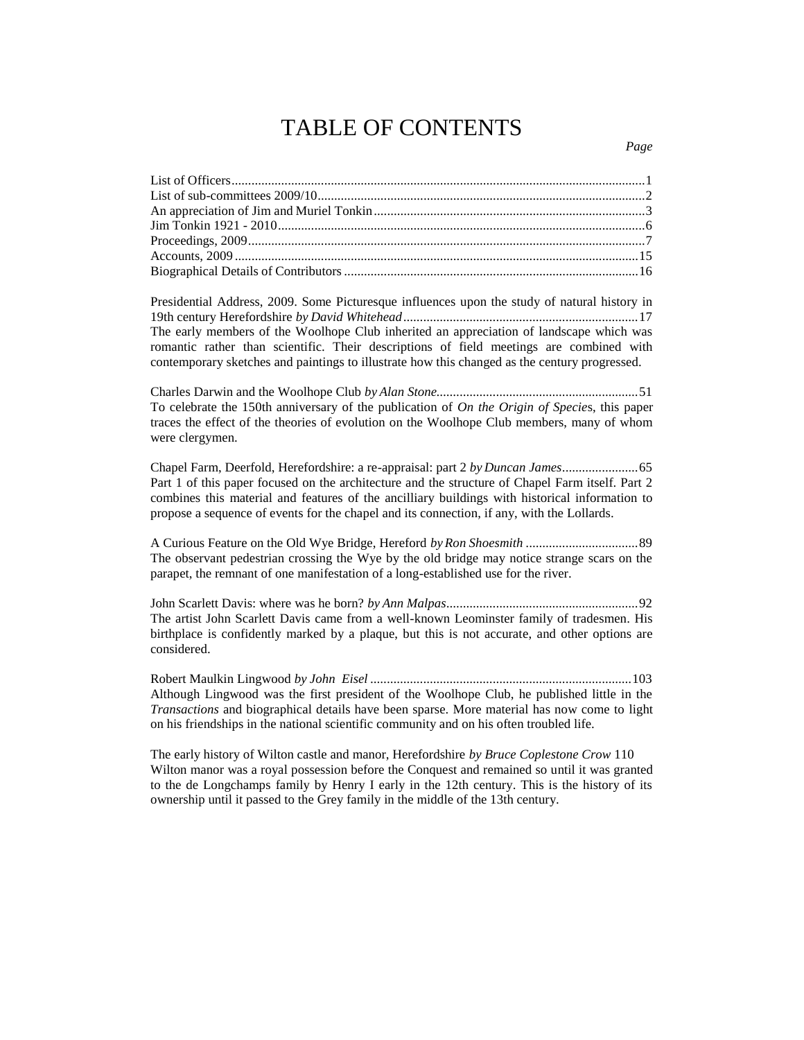# TABLE OF CONTENTS

*Page*

List of Officers....................................................................................................................1
List of sub-committees 2009/10..........................................................................................2
An appreciation of Jim and Muriel Tonkin.........................................................................3
Jim Tonkin 1921 - 2010......................................................................................................6
Proceedings, 2009...............................................................................................................7
Accounts, 2009..................................................................................................................15
Biographical Details of Contributors.................................................................................16

Presidential Address, 2009. Some Picturesque influences upon the study of natural history in 19th century Herefordshire *by David Whitehead*........................................................................17
The early members of the Woolhope Club inherited an appreciation of landscape which was romantic rather than scientific. Their descriptions of field meetings are combined with contemporary sketches and paintings to illustrate how this changed as the century progressed.

Charles Darwin and the Woolhope Club *by Alan Stone*.............................................................51
To celebrate the 150th anniversary of the publication of *On the Origin of Specie*s, this paper traces the effect of the theories of evolution on the Woolhope Club members, many of whom were clergymen.

Chapel Farm, Deerfold, Herefordshire: a re-appraisal: part 2 *by Duncan James*.......................65
Part 1 of this paper focused on the architecture and the structure of Chapel Farm itself. Part 2 combines this material and features of the ancilliary buildings with historical information to propose a sequence of events for the chapel and its connection, if any, with the Lollards.

A Curious Feature on the Old Wye Bridge, Hereford *by Ron Shoesmith* ..................................89
The observant pedestrian crossing the Wye by the old bridge may notice strange scars on the parapet, the remnant of one manifestation of a long-established use for the river.

John Scarlett Davis: where was he born? *by Ann Malpas*..........................................................92
The artist John Scarlett Davis came from a well-known Leominster family of tradesmen. His birthplace is confidently marked by a plaque, but this is not accurate, and other options are considered.

Robert Maulkin Lingwood *by John Eisel* ...............................................................................103
Although Lingwood was the first president of the Woolhope Club, he published little in the *Transactions* and biographical details have been sparse. More material has now come to light on his friendships in the national scientific community and on his often troubled life.

The early history of Wilton castle and manor, Herefordshire *by Bruce Coplestone Crow* 110
Wilton manor was a royal possession before the Conquest and remained so until it was granted to the de Longchamps family by Henry I early in the 12th century. This is the history of its ownership until it passed to the Grey family in the middle of the 13th century.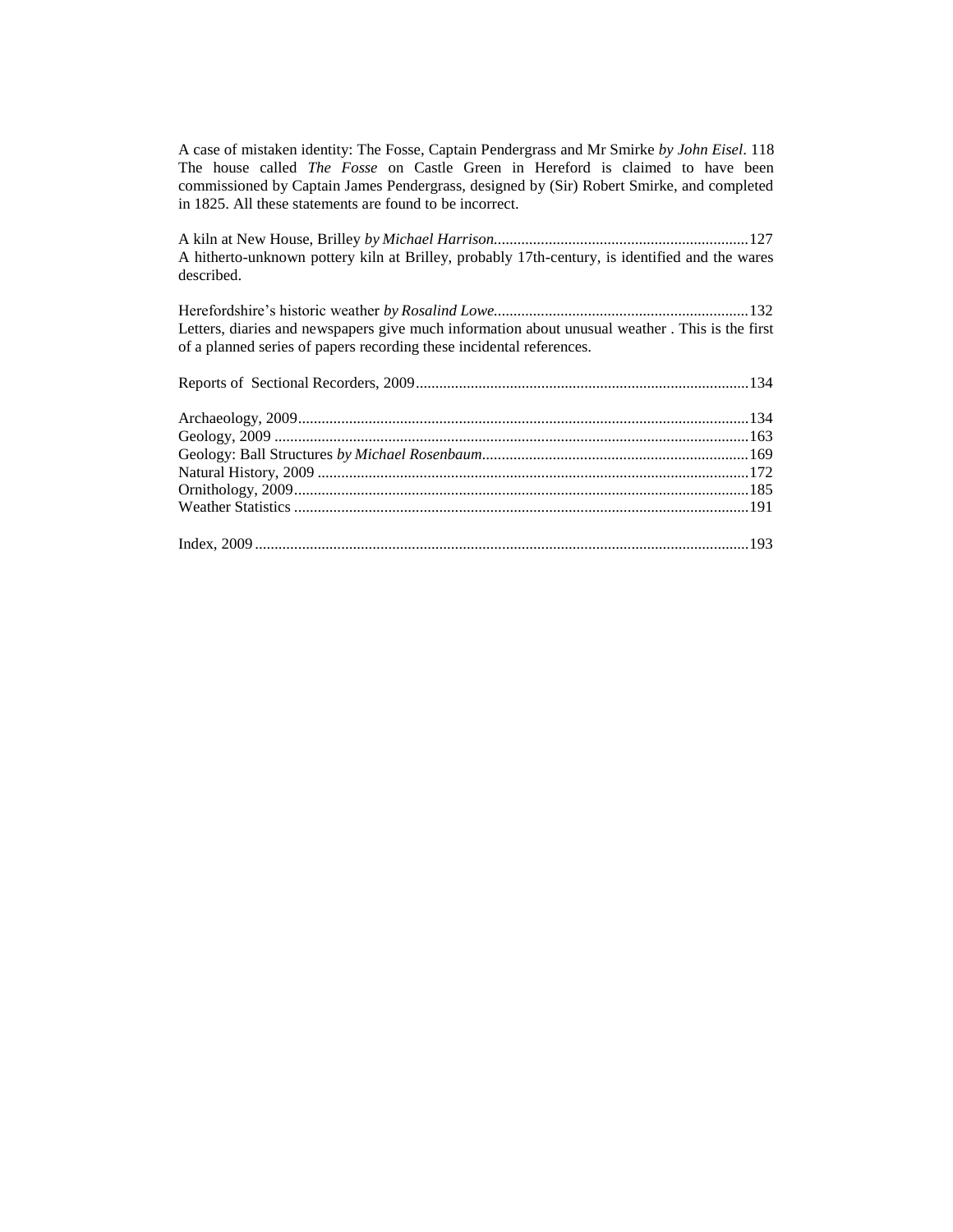A case of mistaken identity: The Fosse, Captain Pendergrass and Mr Smirke *by John Eisel*. 118
The house called *The Fosse* on Castle Green in Hereford is claimed to have been commissioned by Captain James Pendergrass, designed by (Sir) Robert Smirke, and completed in 1825. All these statements are found to be incorrect.

A kiln at New House, Brilley *by Michael Harrison*..................................................................127
A hitherto-unknown pottery kiln at Brilley, probably 17th-century, is identified and the wares described.

Herefordshire's historic weather *by Rosalind Lowe*..................................................................132
Letters, diaries and newspapers give much information about unusual weather . This is the first of a planned series of papers recording these incidental references.

Reports of Sectional Recorders, 2009......................................................................................134

Archaeology, 2009.....................................................................................................................134
Geology, 2009 ..........................................................................................................................163
Geology: Ball Structures *by Michael Rosenbaum*.....................................................................169
Natural History, 2009 ...............................................................................................................172
Ornithology, 2009.....................................................................................................................185
Weather Statistics .....................................................................................................................191

Index, 2009 ...............................................................................................................................193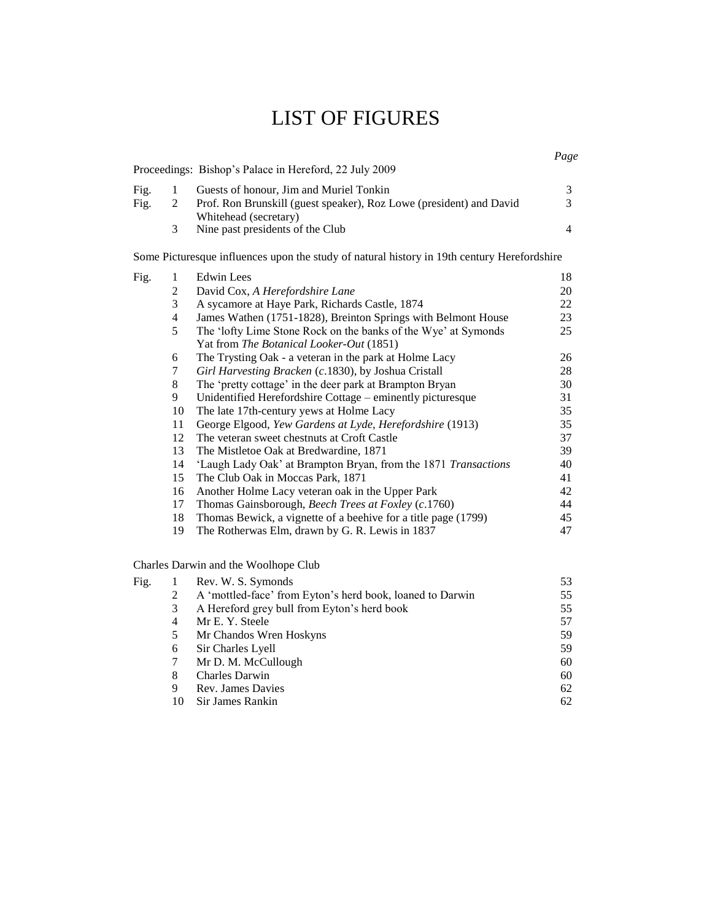# LIST OF FIGURES

*Page*

Proceedings: Bishop's Palace in Hereford, 22 July 2009

| | | | |
|---|---|---|---|
| Fig. | 1 | Guests of honour, Jim and Muriel Tonkin | 3 |
| Fig. | 2 | Prof. Ron Brunskill (guest speaker), Roz Lowe (president) and David Whitehead (secretary) | 3 |
| | 3 | Nine past presidents of the Club | 4 |

Some Picturesque influences upon the study of natural history in 19th century Herefordshire

| | | | |
|---|---|---|---|
| Fig. | 1 | Edwin Lees | 18 |
| | 2 | David Cox, *A Herefordshire Lane* | 20 |
| | 3 | A sycamore at Haye Park, Richards Castle, 1874 | 22 |
| | 4 | James Wathen (1751-1828), Breinton Springs with Belmont House | 23 |
| | 5 | The 'lofty Lime Stone Rock on the banks of the Wye' at Symonds Yat from *The Botanical Looker-Out* (1851) | 25 |
| | 6 | The Trysting Oak - a veteran in the park at Holme Lacy | 26 |
| | 7 | *Girl Harvesting Bracken* (*c*.1830), by Joshua Cristall | 28 |
| | 8 | The 'pretty cottage' in the deer park at Brampton Bryan | 30 |
| | 9 | Unidentified Herefordshire Cottage – eminently picturesque | 31 |
| | 10 | The late 17th-century yews at Holme Lacy | 35 |
| | 11 | George Elgood, *Yew Gardens at Lyde, Herefordshire* (1913) | 35 |
| | 12 | The veteran sweet chestnuts at Croft Castle | 37 |
| | 13 | The Mistletoe Oak at Bredwardine, 1871 | 39 |
| | 14 | 'Laugh Lady Oak' at Brampton Bryan, from the 1871 *Transactions* | 40 |
| | 15 | The Club Oak in Moccas Park, 1871 | 41 |
| | 16 | Another Holme Lacy veteran oak in the Upper Park | 42 |
| | 17 | Thomas Gainsborough, *Beech Trees at Foxley* (*c*.1760) | 44 |
| | 18 | Thomas Bewick, a vignette of a beehive for a title page (1799) | 45 |
| | 19 | The Rotherwas Elm, drawn by G. R. Lewis in 1837 | 47 |

Charles Darwin and the Woolhope Club

| | | | |
|---|---|---|---|
| Fig. | 1 | Rev. W. S. Symonds | 53 |
| | 2 | A 'mottled-face' from Eyton's herd book, loaned to Darwin | 55 |
| | 3 | A Hereford grey bull from Eyton's herd book | 55 |
| | 4 | Mr E. Y. Steele | 57 |
| | 5 | Mr Chandos Wren Hoskyns | 59 |
| | 6 | Sir Charles Lyell | 59 |
| | 7 | Mr D. M. McCullough | 60 |
| | 8 | Charles Darwin | 60 |
| | 9 | Rev. James Davies | 62 |
| | 10 | Sir James Rankin | 62 |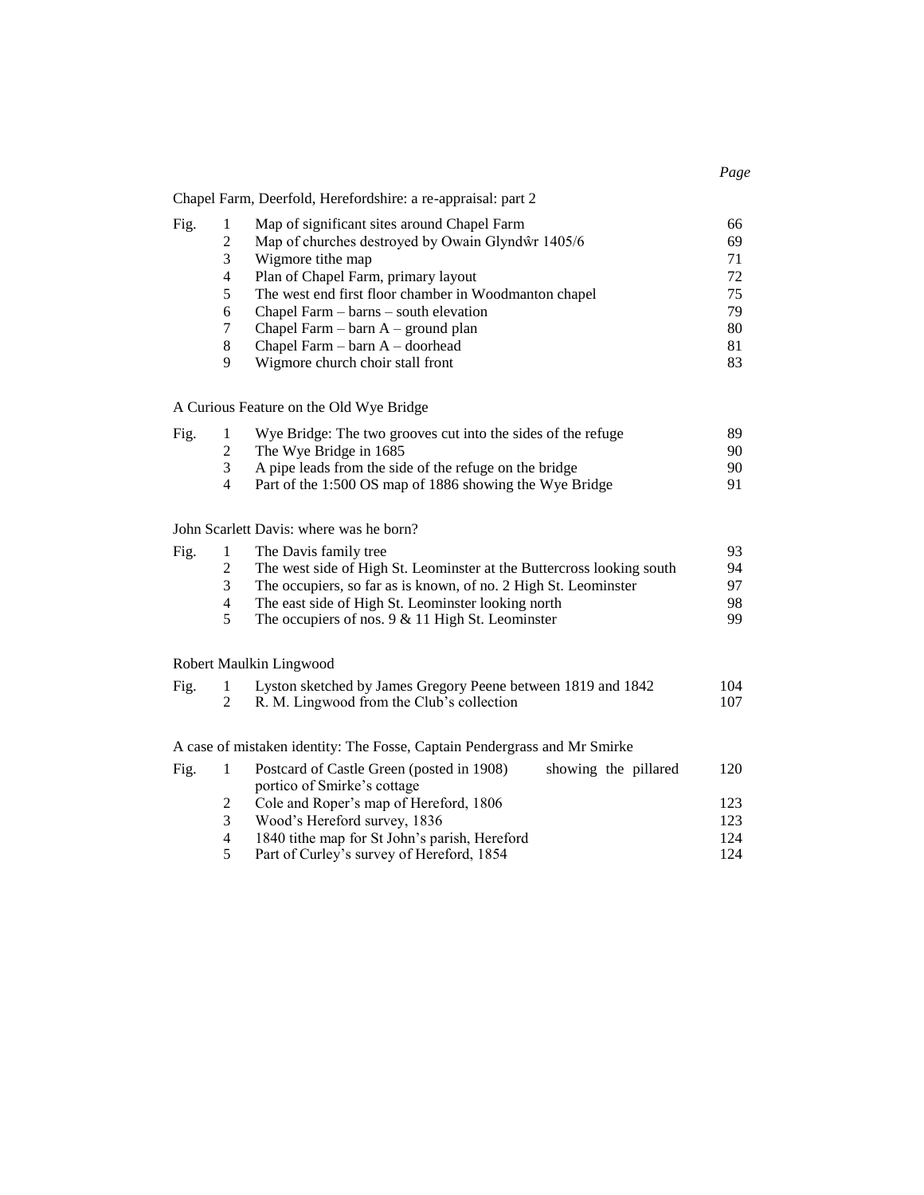| | | | *Page* |
|---|---|---|---|
| Chapel Farm, Deerfold, Herefordshire: a re-appraisal: part 2 | | | |
| Fig. | 1 | Map of significant sites around Chapel Farm | 66 |
| | 2 | Map of churches destroyed by Owain Glyndŵr 1405/6 | 69 |
| | 3 | Wigmore tithe map | 71 |
| | 4 | Plan of Chapel Farm, primary layout | 72 |
| | 5 | The west end first floor chamber in Woodmanton chapel | 75 |
| | 6 | Chapel Farm – barns – south elevation | 79 |
| | 7 | Chapel Farm – barn A – ground plan | 80 |
| | 8 | Chapel Farm – barn A – doorhead | 81 |
| | 9 | Wigmore church choir stall front | 83 |
| A Curious Feature on the Old Wye Bridge | | | |
| Fig. | 1 | Wye Bridge: The two grooves cut into the sides of the refuge | 89 |
| | 2 | The Wye Bridge in 1685 | 90 |
| | 3 | A pipe leads from the side of the refuge on the bridge | 90 |
| | 4 | Part of the 1:500 OS map of 1886 showing the Wye Bridge | 91 |
| John Scarlett Davis: where was he born? | | | |
| Fig. | 1 | The Davis family tree | 93 |
| | 2 | The west side of High St. Leominster at the Buttercross looking south | 94 |
| | 3 | The occupiers, so far as is known, of no. 2 High St. Leominster | 97 |
| | 4 | The east side of High St. Leominster looking north | 98 |
| | 5 | The occupiers of nos. 9 & 11 High St. Leominster | 99 |
| Robert Maulkin Lingwood | | | |
| Fig. | 1 | Lyston sketched by James Gregory Peene between 1819 and 1842 | 104 |
| | 2 | R. M. Lingwood from the Club's collection | 107 |
| A case of mistaken identity: The Fosse, Captain Pendergrass and Mr Smirke | | | |
| Fig. | 1 | Postcard of Castle Green (posted in 1908) showing the pillared portico of Smirke's cottage | 120 |
| | 2 | Cole and Roper's map of Hereford, 1806 | 123 |
| | 3 | Wood's Hereford survey, 1836 | 123 |
| | 4 | 1840 tithe map for St John's parish, Hereford | 124 |
| | 5 | Part of Curley's survey of Hereford, 1854 | 124 |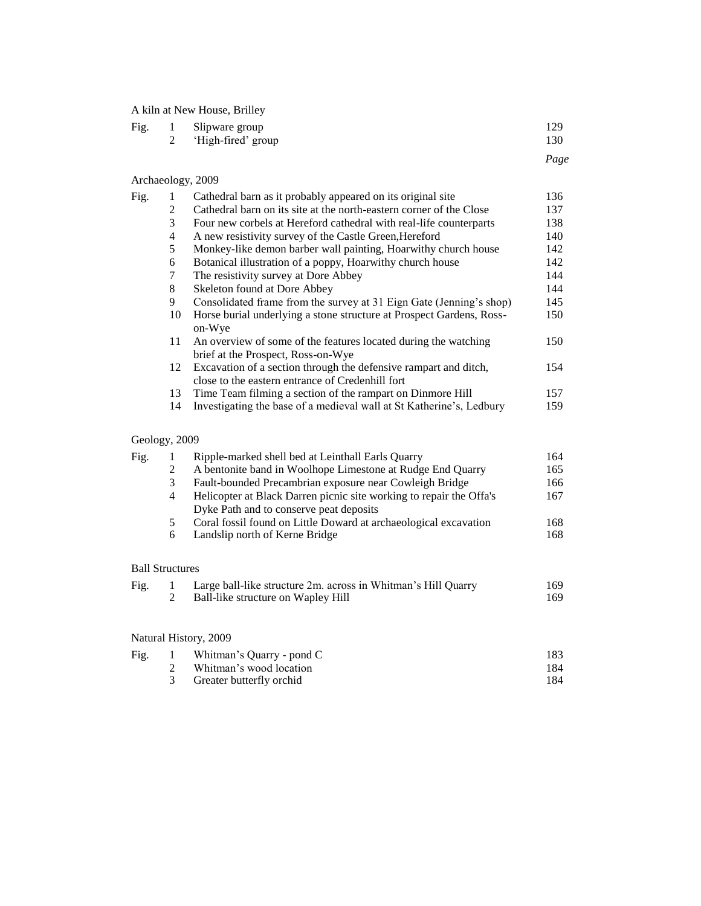A kiln at New House, Brilley

| | | | |
|---|---|---|---|
| Fig. | 1 | Slipware group | 129 |
| | 2 | 'High-fired' group | 130 |

*Page*

Archaeology, 2009

| | | | |
|---|---|---|---|
| Fig. | 1 | Cathedral barn as it probably appeared on its original site | 136 |
| | 2 | Cathedral barn on its site at the north-eastern corner of the Close | 137 |
| | 3 | Four new corbels at Hereford cathedral with real-life counterparts | 138 |
| | 4 | A new resistivity survey of the Castle Green,Hereford | 140 |
| | 5 | Monkey-like demon barber wall painting, Hoarwithy church house | 142 |
| | 6 | Botanical illustration of a poppy, Hoarwithy church house | 142 |
| | 7 | The resistivity survey at Dore Abbey | 144 |
| | 8 | Skeleton found at Dore Abbey | 144 |
| | 9 | Consolidated frame from the survey at 31 Eign Gate (Jenning's shop) | 145 |
| | 10 | Horse burial underlying a stone structure at Prospect Gardens, Ross-on-Wye | 150 |
| | 11 | An overview of some of the features located during the watching brief at the Prospect, Ross-on-Wye | 150 |
| | 12 | Excavation of a section through the defensive rampart and ditch, close to the eastern entrance of Credenhill fort | 154 |
| | 13 | Time Team filming a section of the rampart on Dinmore Hill | 157 |
| | 14 | Investigating the base of a medieval wall at St Katherine's, Ledbury | 159 |

Geology, 2009

| | | | |
|---|---|---|---|
| Fig. | 1 | Ripple-marked shell bed at Leinthall Earls Quarry | 164 |
| | 2 | A bentonite band in Woolhope Limestone at Rudge End Quarry | 165 |
| | 3 | Fault-bounded Precambrian exposure near Cowleigh Bridge | 166 |
| | 4 | Helicopter at Black Darren picnic site working to repair the Offa's Dyke Path and to conserve peat deposits | 167 |
| | 5 | Coral fossil found on Little Doward at archaeological excavation | 168 |
| | 6 | Landslip north of Kerne Bridge | 168 |

Ball Structures

| | | | |
|---|---|---|---|
| Fig. | 1 | Large ball-like structure 2m. across in Whitman's Hill Quarry | 169 |
| | 2 | Ball-like structure on Wapley Hill | 169 |

Natural History, 2009

| | | | |
|---|---|---|---|
| Fig. | 1 | Whitman's Quarry - pond C | 183 |
| | 2 | Whitman's wood location | 184 |
| | 3 | Greater butterfly orchid | 184 |